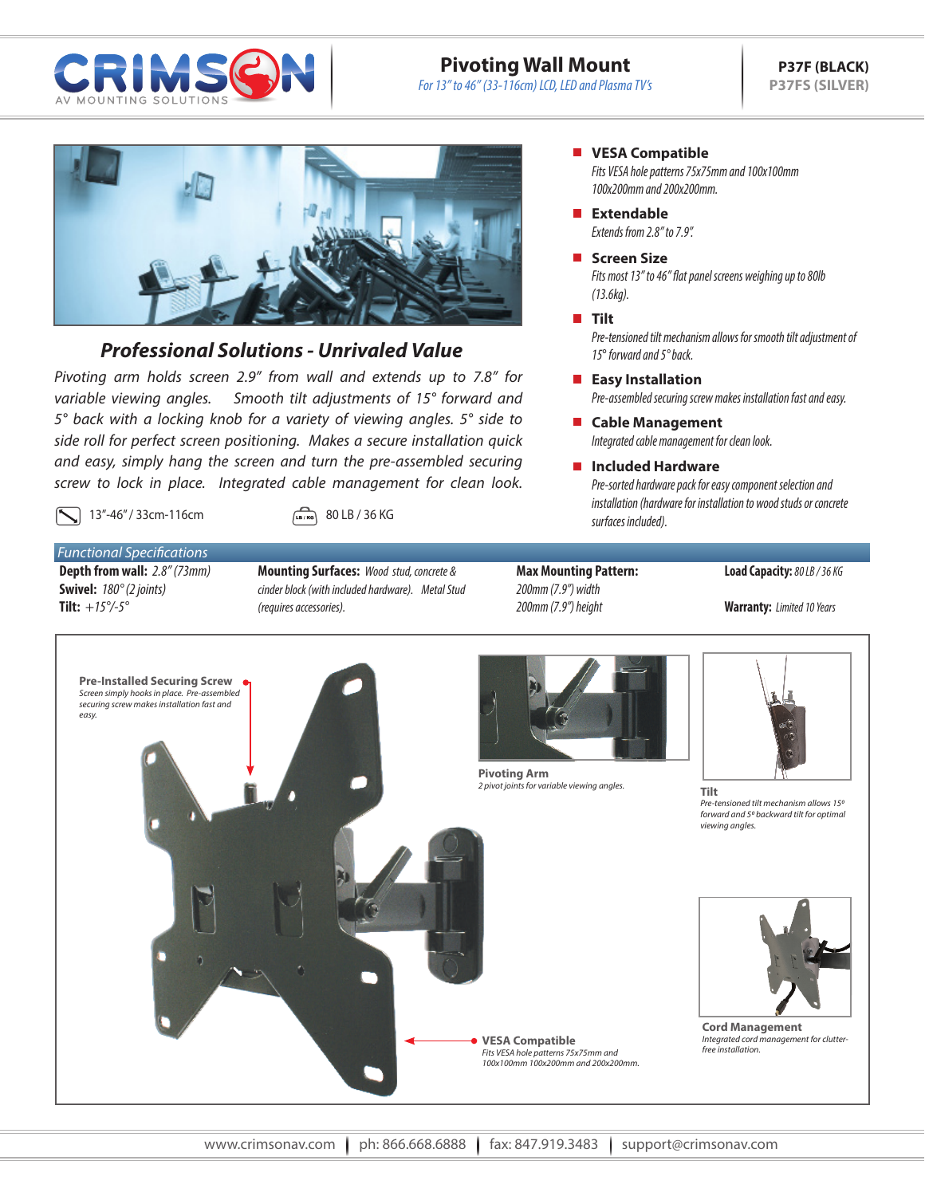# Pivoting Wall Mount

*For 13" to 46" (33-116cm) LCD, LED and Plasma TV's*

**P37F (BLACK)**
**P37FS (SILVER)**

## *Professional Solutions - Unrivaled Value*

*Pivoting arm holds screen 2.9" from wall and extends up to 7.8" for variable viewing angles. Smooth tilt adjustments of 15° forward and 5° back with a locking knob for a variety of viewing angles. 5° side to side roll for perfect screen positioning. Makes a secure installation quick and easy, simply hang the screen and turn the pre-assembled securing screw to lock in place. Integrated cable management for clean look.*

13"-46" / 33cm-116cm

80 LB / 36 KG

- **VESA Compatible**
  *Fits VESA hole patterns 75x75mm and 100x100mm 100x200mm and 200x200mm.*
- **Extendable**
  *Extends from 2.8" to 7.9".*
- **Screen Size**
  *Fits most 13" to 46" flat panel screens weighing up to 80lb (13.6kg).*
- **Tilt**
  *Pre-tensioned tilt mechanism allows for smooth tilt adjustment of 15° forward and 5° back.*
- **Easy Installation**
  *Pre-assembled securing screw makes installation fast and easy.*
- **Cable Management**
  *Integrated cable management for clean look.*
- **Included Hardware**
  *Pre-sorted hardware pack for easy component selection and installation (hardware for installation to wood studs or concrete surfaces included).*

## *Functional Specifications*

**Depth from wall:** *2.8" (73mm)*
**Swivel:** *180° (2 joints)*
**Tilt:** *+15°/-5°*

**Mounting Surfaces:** *Wood stud, concrete & cinder block (with included hardware). Metal Stud (requires accessories).*

**Max Mounting Pattern:** *200mm (7.9") width 200mm (7.9") height*

**Load Capacity:** *80 LB / 36 KG*

**Warranty:** *Limited 10 Years*

**Pre-Installed Securing Screw**
*Screen simply hooks in place. Pre-assembled securing screw makes installation fast and easy.*

**Pivoting Arm**
*2 pivot joints for variable viewing angles.*

**Tilt**
*Pre-tensioned tilt mechanism allows 15° forward and 5° backward tilt for optimal viewing angles.*

**VESA Compatible**
*Fits VESA hole patterns 75x75mm and 100x100mm 100x200mm and 200x200mm.*

**Cord Management**
*Integrated cord management for clutter-free installation.*

www.crimsonav.com | ph: 866.668.6888 | fax: 847.919.3483 | support@crimsonav.com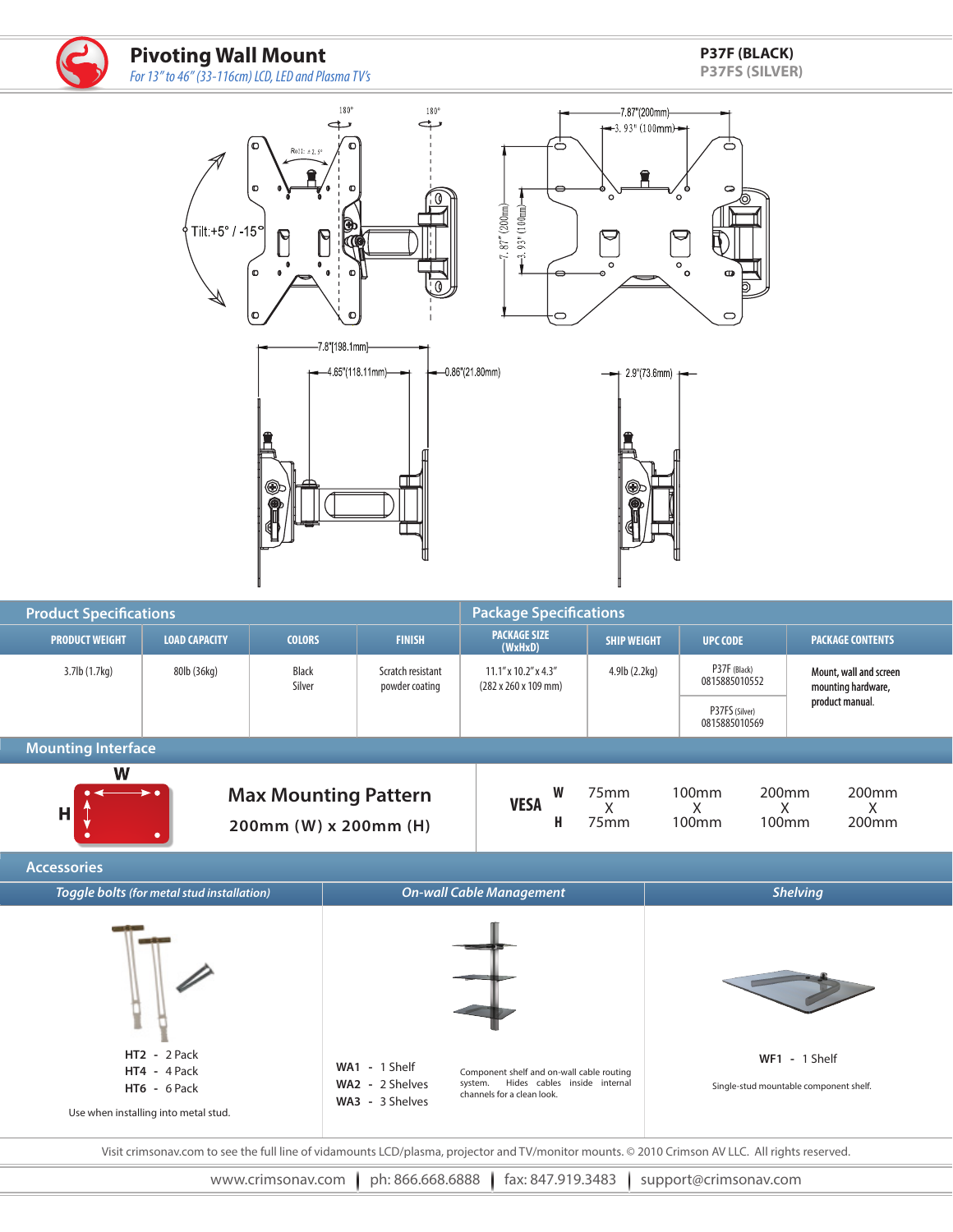# Pivoting Wall Mount

*For 13" to 46" (33-116cm) LCD, LED and Plasma TV's*

**P37F (BLACK)**
**P37FS (SILVER)**

180°
180°
Roll: ±2.5°
Tilt:+5° / -15°
7.87"(200mm)
3.93" (100mm)
7.87" (200mm)
3.93" (100mm)
7.8"[198.1mm]
4.65"(118.11mm)
0.86"(21.80mm)
2.9"(73.6mm)

## Product Specifications

| PRODUCT WEIGHT | LOAD CAPACITY | COLORS | FINISH |
|---|---|---|---|
| 3.7lb (1.7kg) | 80lb (36kg) | Black<br>Silver | Scratch resistant powder coating |

## Package Specifications

| PACKAGE SIZE (WxHxD) | SHIP WEIGHT | UPC CODE | PACKAGE CONTENTS |
|---|---|---|---|
| 11.1" x 10.2" x 4.3" (282 x 260 x 109 mm) | 4.9lb (2.2kg) | P37F (Black) 0815885010552<br>P37FS (Silver) 0815885010569 | Mount, wall and screen mounting hardware, product manual. |

## Mounting Interface

W
H

**Max Mounting Pattern**

**200mm (W) x 200mm (H)**

| VESA | | | | |
|---|---|---|---|---|
| W | 75mm | 100mm | 200mm | 200mm |
| | X | X | X | X |
| H | 75mm | 100mm | 100mm | 200mm |

## Accessories

### *Toggle bolts (for metal stud installation)*

**HT2** - 2 Pack
**HT4** - 4 Pack
**HT6** - 6 Pack

Use when installing into metal stud.

### *On-wall Cable Management*

**WA1** - 1 Shelf
**WA2** - 2 Shelves
**WA3** - 3 Shelves

Component shelf and on-wall cable routing system. Hides cables inside internal channels for a clean look.

### *Shelving*

**WF1** - 1 Shelf

Single-stud mountable component shelf.

Visit crimsonav.com to see the full line of vidamounts LCD/plasma, projector and TV/monitor mounts. © 2010 Crimson AV LLC. All rights reserved.

www.crimsonav.com | ph: 866.668.6888 | fax: 847.919.3483 | support@crimsonav.com